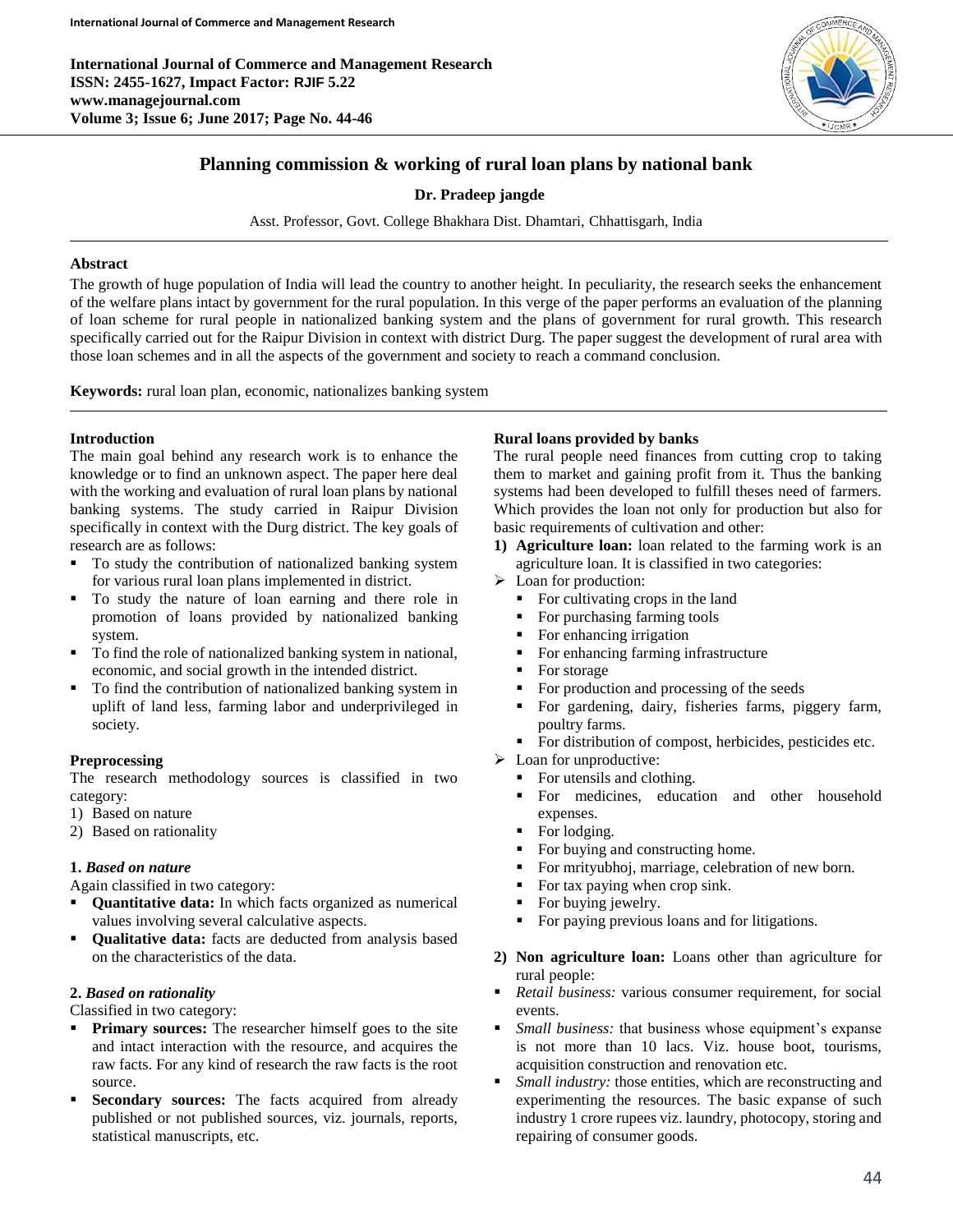# Planning commission & working of rural loan plans by national bank

**Dr. Pradeep jangde**

Asst. Professor, Govt. College Bhakhara Dist. Dhamtari, Chhattisgarh, India

## Abstract

The growth of huge population of India will lead the country to another height. In peculiarity, the research seeks the enhancement of the welfare plans intact by government for the rural population. In this verge of the paper performs an evaluation of the planning of loan scheme for rural people in nationalized banking system and the plans of government for rural growth. This research specifically carried out for the Raipur Division in context with district Durg. The paper suggest the development of rural area with those loan schemes and in all the aspects of the government and society to reach a command conclusion.

**Keywords:** rural loan plan, economic, nationalizes banking system

## Introduction

The main goal behind any research work is to enhance the knowledge or to find an unknown aspect. The paper here deal with the working and evaluation of rural loan plans by national banking systems. The study carried in Raipur Division specifically in context with the Durg district. The key goals of research are as follows:

- To study the contribution of nationalized banking system for various rural loan plans implemented in district.
- To study the nature of loan earning and there role in promotion of loans provided by nationalized banking system.
- To find the role of nationalized banking system in national, economic, and social growth in the intended district.
- To find the contribution of nationalized banking system in uplift of land less, farming labor and underprivileged in society.

## Preprocessing

The research methodology sources is classified in two category:

1) Based on nature
2) Based on rationality

### 1. *Based on nature*

Again classified in two category:

- **Quantitative data:** In which facts organized as numerical values involving several calculative aspects.
- **Qualitative data:** facts are deducted from analysis based on the characteristics of the data.

### 2. *Based on rationality*

Classified in two category:

- **Primary sources:** The researcher himself goes to the site and intact interaction with the resource, and acquires the raw facts. For any kind of research the raw facts is the root source.
- **Secondary sources:** The facts acquired from already published or not published sources, viz. journals, reports, statistical manuscripts, etc.

## Rural loans provided by banks

The rural people need finances from cutting crop to taking them to market and gaining profit from it. Thus the banking systems had been developed to fulfill theses need of farmers. Which provides the loan not only for production but also for basic requirements of cultivation and other:

1) **Agriculture loan:** loan related to the farming work is an agriculture loan. It is classified in two categories:

- Loan for production:
  - For cultivating crops in the land
  - For purchasing farming tools
  - For enhancing irrigation
  - For enhancing farming infrastructure
  - For storage
  - For production and processing of the seeds
  - For gardening, dairy, fisheries farms, piggery farm, poultry farms.
  - For distribution of compost, herbicides, pesticides etc.
- Loan for unproductive:
  - For utensils and clothing.
  - For medicines, education and other household expenses.
  - For lodging.
  - For buying and constructing home.
  - For mrityubhoj, marriage, celebration of new born.
  - For tax paying when crop sink.
  - For buying jewelry.
  - For paying previous loans and for litigations.

2) **Non agriculture loan:** Loans other than agriculture for rural people:

- *Retail business:* various consumer requirement, for social events.
- *Small business:* that business whose equipment's expanse is not more than 10 lacs. Viz. house boot, tourisms, acquisition construction and renovation etc.
- *Small industry:* those entities, which are reconstructing and experimenting the resources. The basic expanse of such industry 1 crore rupees viz. laundry, photocopy, storing and repairing of consumer goods.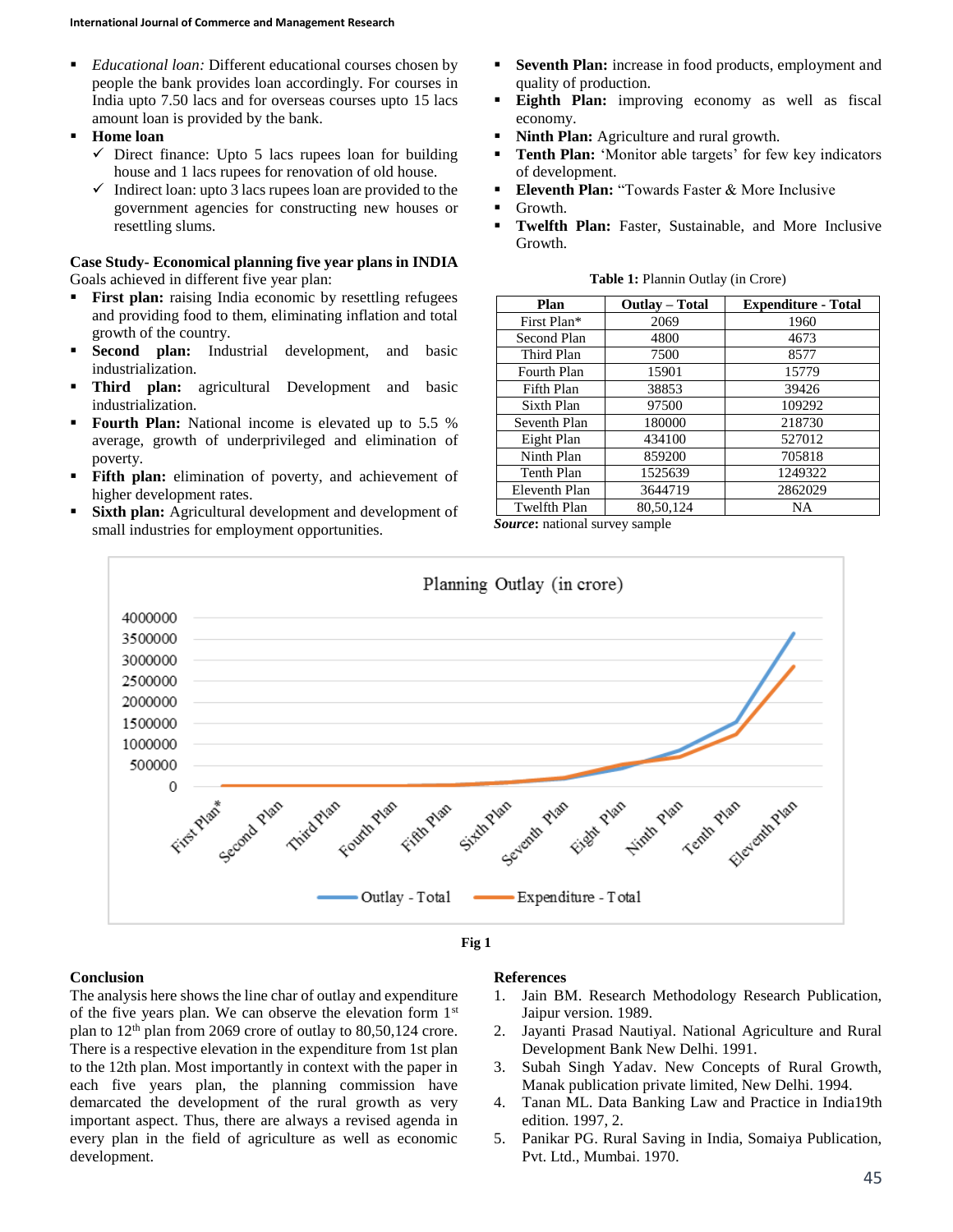- *Educational loan:* Different educational courses chosen by people the bank provides loan accordingly. For courses in India upto 7.50 lacs and for overseas courses upto 15 lacs amount loan is provided by the bank.
- **Home loan**
  - ✓ Direct finance: Upto 5 lacs rupees loan for building house and 1 lacs rupees for renovation of old house.
  - ✓ Indirect loan: upto 3 lacs rupees loan are provided to the government agencies for constructing new houses or resettling slums.

**Case Study- Economical planning five year plans in INDIA**

Goals achieved in different five year plan:

- **First plan:** raising India economic by resettling refugees and providing food to them, eliminating inflation and total growth of the country.
- **Second plan:** Industrial development, and basic industrialization.
- **Third plan:** agricultural Development and basic industrialization.
- **Fourth Plan:** National income is elevated up to 5.5 % average, growth of underprivileged and elimination of poverty.
- **Fifth plan:** elimination of poverty, and achievement of higher development rates.
- **Sixth plan:** Agricultural development and development of small industries for employment opportunities.
- **Seventh Plan:** increase in food products, employment and quality of production.
- **Eighth Plan:** improving economy as well as fiscal economy.
- **Ninth Plan:** Agriculture and rural growth.
- **Tenth Plan:** 'Monitor able targets' for few key indicators of development.
- **Eleventh Plan:** "Towards Faster & More Inclusive
- Growth.
- **Twelfth Plan:** Faster, Sustainable, and More Inclusive Growth.

**Table 1:** Plannin Outlay (in Crore)

| Plan | Outlay – Total | Expenditure - Total |
|---|---|---|
| First Plan* | 2069 | 1960 |
| Second Plan | 4800 | 4673 |
| Third Plan | 7500 | 8577 |
| Fourth Plan | 15901 | 15779 |
| Fifth Plan | 38853 | 39426 |
| Sixth Plan | 97500 | 109292 |
| Seventh Plan | 180000 | 218730 |
| Eight Plan | 434100 | 527012 |
| Ninth Plan | 859200 | 705818 |
| Tenth Plan | 1525639 | 1249322 |
| Eleventh Plan | 3644719 | 2862029 |
| Twelfth Plan | 80,50,124 | NA |

***Source*:** national survey sample

**Fig 1**

**Conclusion**

The analysis here shows the line char of outlay and expenditure of the five years plan. We can observe the elevation form 1st plan to 12th plan from 2069 crore of outlay to 80,50,124 crore. There is a respective elevation in the expenditure from 1st plan to the 12th plan. Most importantly in context with the paper in each five years plan, the planning commission have demarcated the development of the rural growth as very important aspect. Thus, there are always a revised agenda in every plan in the field of agriculture as well as economic development.

**References**

1. Jain BM. Research Methodology Research Publication, Jaipur version. 1989.
2. Jayanti Prasad Nautiyal. National Agriculture and Rural Development Bank New Delhi. 1991.
3. Subah Singh Yadav. New Concepts of Rural Growth, Manak publication private limited, New Delhi. 1994.
4. Tanan ML. Data Banking Law and Practice in India19th edition. 1997, 2.
5. Panikar PG. Rural Saving in India, Somaiya Publication, Pvt. Ltd., Mumbai. 1970.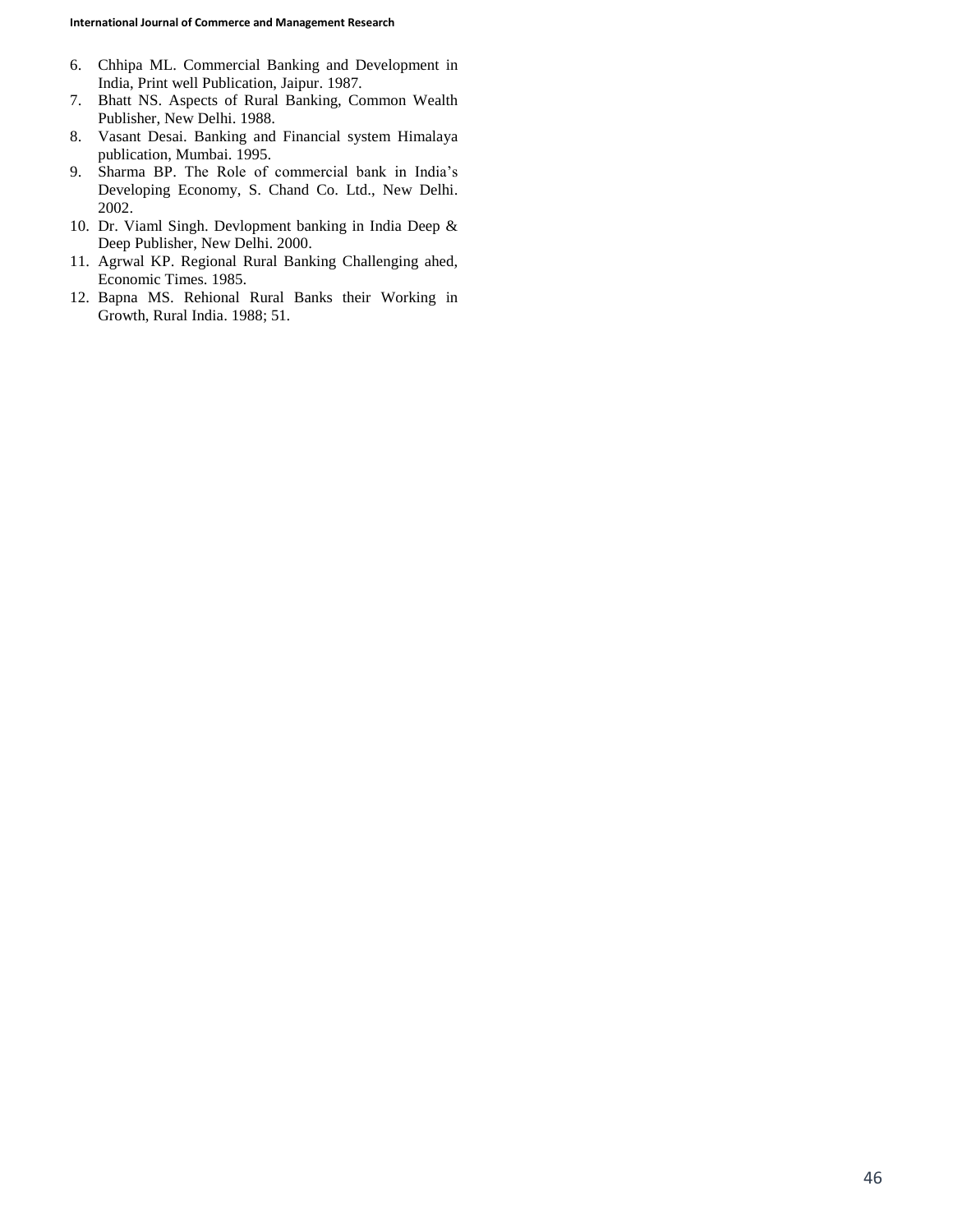6. Chhipa ML. Commercial Banking and Development in India, Print well Publication, Jaipur. 1987.
7. Bhatt NS. Aspects of Rural Banking, Common Wealth Publisher, New Delhi. 1988.
8. Vasant Desai. Banking and Financial system Himalaya publication, Mumbai. 1995.
9. Sharma BP. The Role of commercial bank in India's Developing Economy, S. Chand Co. Ltd., New Delhi. 2002.
10. Dr. Viaml Singh. Devlopment banking in India Deep & Deep Publisher, New Delhi. 2000.
11. Agrwal KP. Regional Rural Banking Challenging ahed, Economic Times. 1985.
12. Bapna MS. Rehional Rural Banks their Working in Growth, Rural India. 1988; 51.